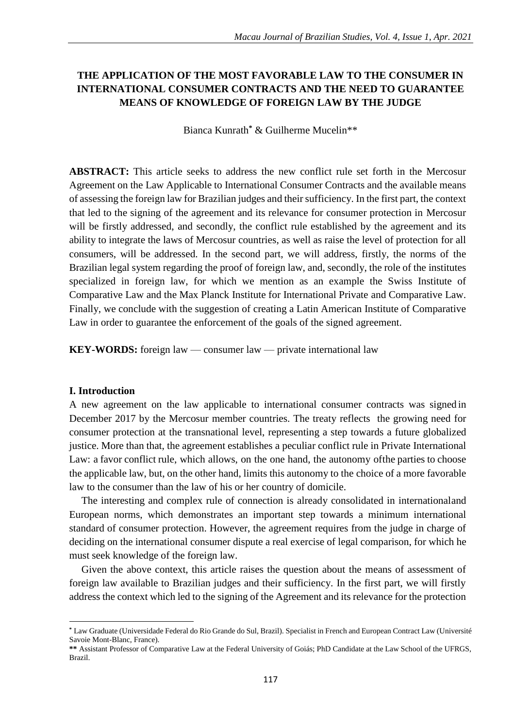# THE APPLICATION OF THE MOST FAVORABLE LAW TO THE CONSUMER IN INTERNATIONAL CONSUMER CONTRACTS AND THE NEED TO GUARANTEE MEANS OF KNOWLEDGE OF FOREIGN LAW BY THE JUDGE

Bianca Kunrath* & Guilherme Mucelin**

**ABSTRACT:** This article seeks to address the new conflict rule set forth in the Mercosur Agreement on the Law Applicable to International Consumer Contracts and the available means of assessing the foreign law for Brazilian judges and their sufficiency. In the first part, the context that led to the signing of the agreement and its relevance for consumer protection in Mercosur will be firstly addressed, and secondly, the conflict rule established by the agreement and its ability to integrate the laws of Mercosur countries, as well as raise the level of protection for all consumers, will be addressed. In the second part, we will address, firstly, the norms of the Brazilian legal system regarding the proof of foreign law, and, secondly, the role of the institutes specialized in foreign law, for which we mention as an example the Swiss Institute of Comparative Law and the Max Planck Institute for International Private and Comparative Law. Finally, we conclude with the suggestion of creating a Latin American Institute of Comparative Law in order to guarantee the enforcement of the goals of the signed agreement.

**KEY-WORDS:** foreign law — consumer law — private international law

## I. Introduction

A new agreement on the law applicable to international consumer contracts was signed in December 2017 by the Mercosur member countries. The treaty reflects the growing need for consumer protection at the transnational level, representing a step towards a future globalized justice. More than that, the agreement establishes a peculiar conflict rule in Private International Law: a favor conflict rule, which allows, on the one hand, the autonomy of the parties to choose the applicable law, but, on the other hand, limits this autonomy to the choice of a more favorable law to the consumer than the law of his or her country of domicile.

The interesting and complex rule of connection is already consolidated in international and European norms, which demonstrates an important step towards a minimum international standard of consumer protection. However, the agreement requires from the judge in charge of deciding on the international consumer dispute a real exercise of legal comparison, for which he must seek knowledge of the foreign law.

Given the above context, this article raises the question about the means of assessment of foreign law available to Brazilian judges and their sufficiency. In the first part, we will firstly address the context which led to the signing of the Agreement and its relevance for the protection

---

* Law Graduate (Universidade Federal do Rio Grande do Sul, Brazil). Specialist in French and European Contract Law (Université Savoie Mont-Blanc, France).

** Assistant Professor of Comparative Law at the Federal University of Goiás; PhD Candidate at the Law School of the UFRGS, Brazil.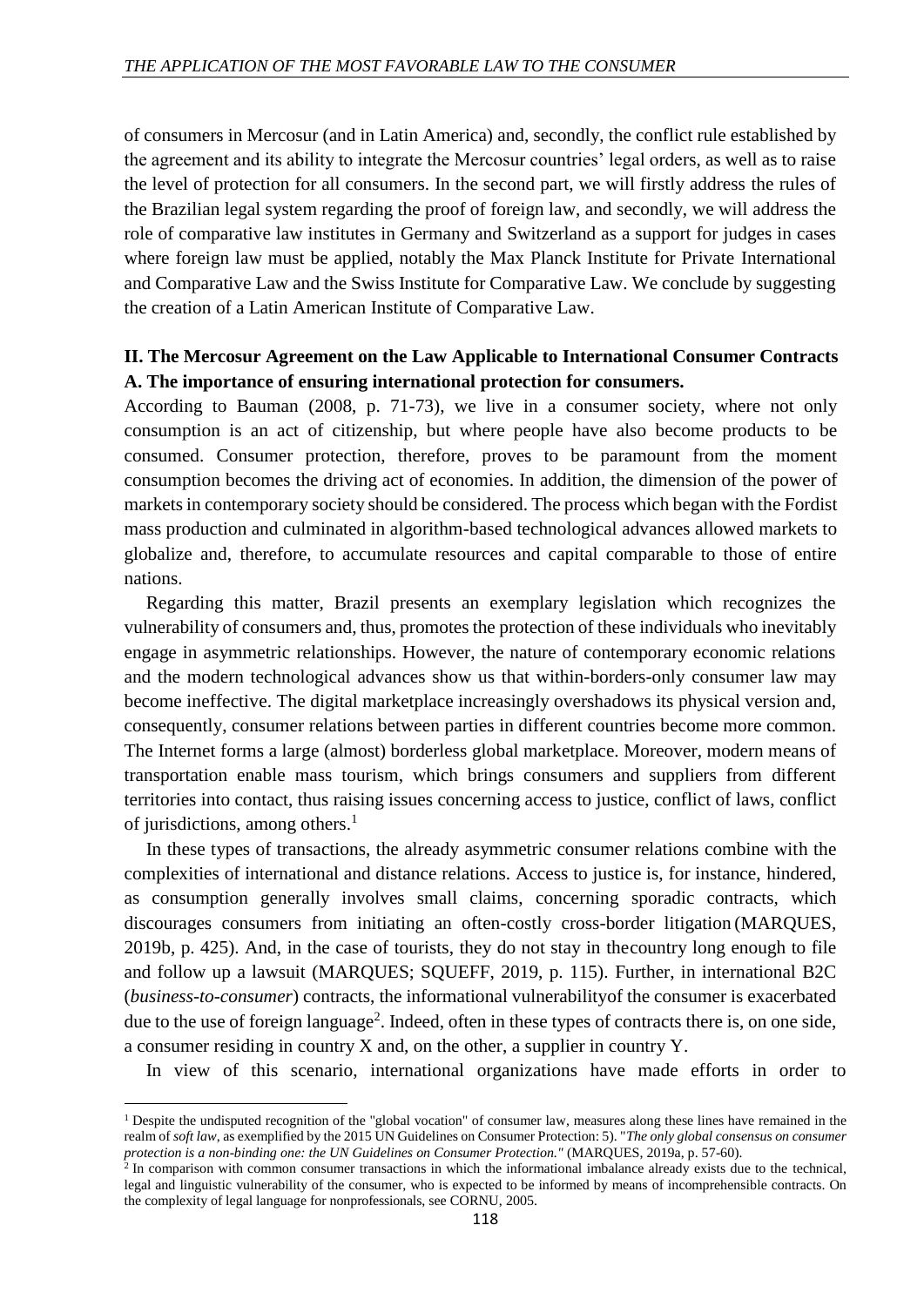of consumers in Mercosur (and in Latin America) and, secondly, the conflict rule established by the agreement and its ability to integrate the Mercosur countries' legal orders, as well as to raise the level of protection for all consumers. In the second part, we will firstly address the rules of the Brazilian legal system regarding the proof of foreign law, and secondly, we will address the role of comparative law institutes in Germany and Switzerland as a support for judges in cases where foreign law must be applied, notably the Max Planck Institute for Private International and Comparative Law and the Swiss Institute for Comparative Law. We conclude by suggesting the creation of a Latin American Institute of Comparative Law.

## II. The Mercosur Agreement on the Law Applicable to International Consumer Contracts

### A. The importance of ensuring international protection for consumers.

According to Bauman (2008, p. 71-73), we live in a consumer society, where not only consumption is an act of citizenship, but where people have also become products to be consumed. Consumer protection, therefore, proves to be paramount from the moment consumption becomes the driving act of economies. In addition, the dimension of the power of markets in contemporary society should be considered. The process which began with the Fordist mass production and culminated in algorithm-based technological advances allowed markets to globalize and, therefore, to accumulate resources and capital comparable to those of entire nations.

Regarding this matter, Brazil presents an exemplary legislation which recognizes the vulnerability of consumers and, thus, promotes the protection of these individuals who inevitably engage in asymmetric relationships. However, the nature of contemporary economic relations and the modern technological advances show us that within-borders-only consumer law may become ineffective. The digital marketplace increasingly overshadows its physical version and, consequently, consumer relations between parties in different countries become more common. The Internet forms a large (almost) borderless global marketplace. Moreover, modern means of transportation enable mass tourism, which brings consumers and suppliers from different territories into contact, thus raising issues concerning access to justice, conflict of laws, conflict of jurisdictions, among others.[1]

In these types of transactions, the already asymmetric consumer relations combine with the complexities of international and distance relations. Access to justice is, for instance, hindered, as consumption generally involves small claims, concerning sporadic contracts, which discourages consumers from initiating an often-costly cross-border litigation (MARQUES, 2019b, p. 425). And, in the case of tourists, they do not stay in thecountry long enough to file and follow up a lawsuit (MARQUES; SQUEFF, 2019, p. 115). Further, in international B2C (*business-to-consumer*) contracts, the informational vulnerabilityof the consumer is exacerbated due to the use of foreign language[2]. Indeed, often in these types of contracts there is, on one side, a consumer residing in country X and, on the other, a supplier in country Y.

In view of this scenario, international organizations have made efforts in order to

---

[1] Despite the undisputed recognition of the "global vocation" of consumer law, measures along these lines have remained in the realm of *soft law*, as exemplified by the 2015 UN Guidelines on Consumer Protection: 5). "*The only global consensus on consumer protection is a non-binding one: the UN Guidelines on Consumer Protection.*" (MARQUES, 2019a, p. 57-60).

[2] In comparison with common consumer transactions in which the informational imbalance already exists due to the technical, legal and linguistic vulnerability of the consumer, who is expected to be informed by means of incomprehensible contracts. On the complexity of legal language for nonprofessionals, see CORNU, 2005.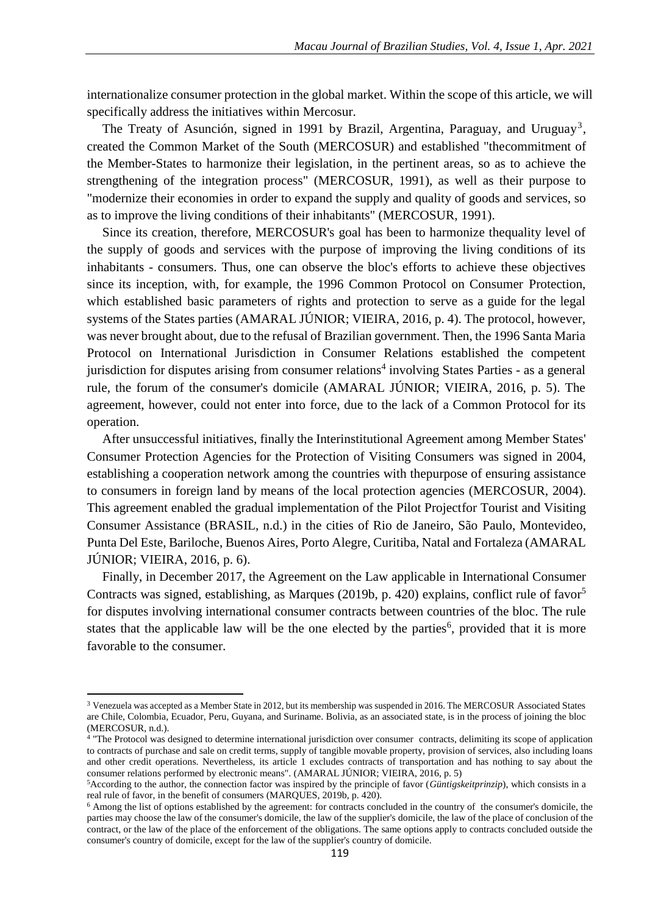internationalize consumer protection in the global market. Within the scope of this article, we will specifically address the initiatives within Mercosur.

The Treaty of Asunción, signed in 1991 by Brazil, Argentina, Paraguay, and Uruguay[3], created the Common Market of the South (MERCOSUR) and established "thecommitment of the Member-States to harmonize their legislation, in the pertinent areas, so as to achieve the strengthening of the integration process" (MERCOSUR, 1991), as well as their purpose to "modernize their economies in order to expand the supply and quality of goods and services, so as to improve the living conditions of their inhabitants" (MERCOSUR, 1991).

Since its creation, therefore, MERCOSUR's goal has been to harmonize thequality level of the supply of goods and services with the purpose of improving the living conditions of its inhabitants - consumers. Thus, one can observe the bloc's efforts to achieve these objectives since its inception, with, for example, the 1996 Common Protocol on Consumer Protection, which established basic parameters of rights and protection to serve as a guide for the legal systems of the States parties (AMARAL JÚNIOR; VIEIRA, 2016, p. 4). The protocol, however, was never brought about, due to the refusal of Brazilian government. Then, the 1996 Santa Maria Protocol on International Jurisdiction in Consumer Relations established the competent jurisdiction for disputes arising from consumer relations[4] involving States Parties - as a general rule, the forum of the consumer's domicile (AMARAL JÚNIOR; VIEIRA, 2016, p. 5). The agreement, however, could not enter into force, due to the lack of a Common Protocol for its operation.

After unsuccessful initiatives, finally the Interinstitutional Agreement among Member States' Consumer Protection Agencies for the Protection of Visiting Consumers was signed in 2004, establishing a cooperation network among the countries with thepurpose of ensuring assistance to consumers in foreign land by means of the local protection agencies (MERCOSUR, 2004). This agreement enabled the gradual implementation of the Pilot Projectfor Tourist and Visiting Consumer Assistance (BRASIL, n.d.) in the cities of Rio de Janeiro, São Paulo, Montevideo, Punta Del Este, Bariloche, Buenos Aires, Porto Alegre, Curitiba, Natal and Fortaleza (AMARAL JÚNIOR; VIEIRA, 2016, p. 6).

Finally, in December 2017, the Agreement on the Law applicable in International Consumer Contracts was signed, establishing, as Marques (2019b, p. 420) explains, conflict rule of favor[5] for disputes involving international consumer contracts between countries of the bloc. The rule states that the applicable law will be the one elected by the parties[6], provided that it is more favorable to the consumer.

---

[3] Venezuela was accepted as a Member State in 2012, but its membership was suspended in 2016. The MERCOSUR Associated States are Chile, Colombia, Ecuador, Peru, Guyana, and Suriname. Bolivia, as an associated state, is in the process of joining the bloc (MERCOSUR, n.d.).

[4] "The Protocol was designed to determine international jurisdiction over consumer contracts, delimiting its scope of application to contracts of purchase and sale on credit terms, supply of tangible movable property, provision of services, also including loans and other credit operations. Nevertheless, its article 1 excludes contracts of transportation and has nothing to say about the consumer relations performed by electronic means". (AMARAL JÚNIOR; VIEIRA, 2016, p. 5)

[5] According to the author, the connection factor was inspired by the principle of favor (*Güntigskeitprinzip*), which consists in a real rule of favor, in the benefit of consumers (MARQUES, 2019b, p. 420).

[6] Among the list of options established by the agreement: for contracts concluded in the country of the consumer's domicile, the parties may choose the law of the consumer's domicile, the law of the supplier's domicile, the law of the place of conclusion of the contract, or the law of the place of the enforcement of the obligations. The same options apply to contracts concluded outside the consumer's country of domicile, except for the law of the supplier's country of domicile.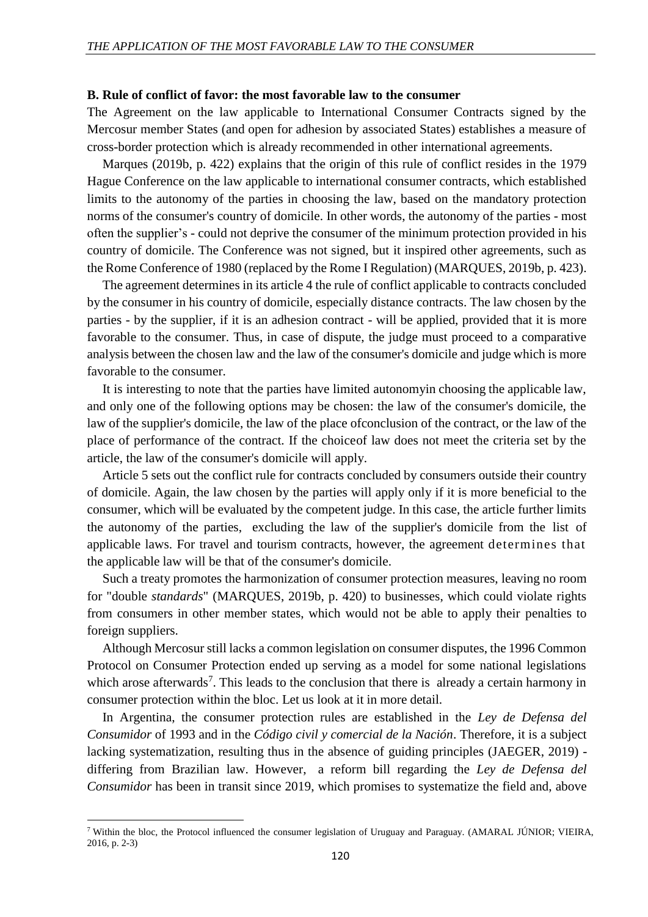### B. Rule of conflict of favor: the most favorable law to the consumer

The Agreement on the law applicable to International Consumer Contracts signed by the Mercosur member States (and open for adhesion by associated States) establishes a measure of cross-border protection which is already recommended in other international agreements.

Marques (2019b, p. 422) explains that the origin of this rule of conflict resides in the 1979 Hague Conference on the law applicable to international consumer contracts, which established limits to the autonomy of the parties in choosing the law, based on the mandatory protection norms of the consumer's country of domicile. In other words, the autonomy of the parties - most often the supplier's - could not deprive the consumer of the minimum protection provided in his country of domicile. The Conference was not signed, but it inspired other agreements, such as the Rome Conference of 1980 (replaced by the Rome I Regulation) (MARQUES, 2019b, p. 423).

The agreement determines in its article 4 the rule of conflict applicable to contracts concluded by the consumer in his country of domicile, especially distance contracts. The law chosen by the parties - by the supplier, if it is an adhesion contract - will be applied, provided that it is more favorable to the consumer. Thus, in case of dispute, the judge must proceed to a comparative analysis between the chosen law and the law of the consumer's domicile and judge which is more favorable to the consumer.

It is interesting to note that the parties have limited autonomyin choosing the applicable law, and only one of the following options may be chosen: the law of the consumer's domicile, the law of the supplier's domicile, the law of the place ofconclusion of the contract, or the law of the place of performance of the contract. If the choiceof law does not meet the criteria set by the article, the law of the consumer's domicile will apply.

Article 5 sets out the conflict rule for contracts concluded by consumers outside their country of domicile. Again, the law chosen by the parties will apply only if it is more beneficial to the consumer, which will be evaluated by the competent judge. In this case, the article further limits the autonomy of the parties, excluding the law of the supplier's domicile from the list of applicable laws. For travel and tourism contracts, however, the agreement determines that the applicable law will be that of the consumer's domicile.

Such a treaty promotes the harmonization of consumer protection measures, leaving no room for "double *standards*" (MARQUES, 2019b, p. 420) to businesses, which could violate rights from consumers in other member states, which would not be able to apply their penalties to foreign suppliers.

Although Mercosur still lacks a common legislation on consumer disputes, the 1996 Common Protocol on Consumer Protection ended up serving as a model for some national legislations which arose afterwards[7]. This leads to the conclusion that there is already a certain harmony in consumer protection within the bloc. Let us look at it in more detail.

In Argentina, the consumer protection rules are established in the *Ley de Defensa del Consumidor* of 1993 and in the *Código civil y comercial de la Nación*. Therefore, it is a subject lacking systematization, resulting thus in the absence of guiding principles (JAEGER, 2019) - differing from Brazilian law. However, a reform bill regarding the *Ley de Defensa del Consumidor* has been in transit since 2019, which promises to systematize the field and, above

---

[7] Within the bloc, the Protocol influenced the consumer legislation of Uruguay and Paraguay. (AMARAL JÚNIOR; VIEIRA, 2016, p. 2-3)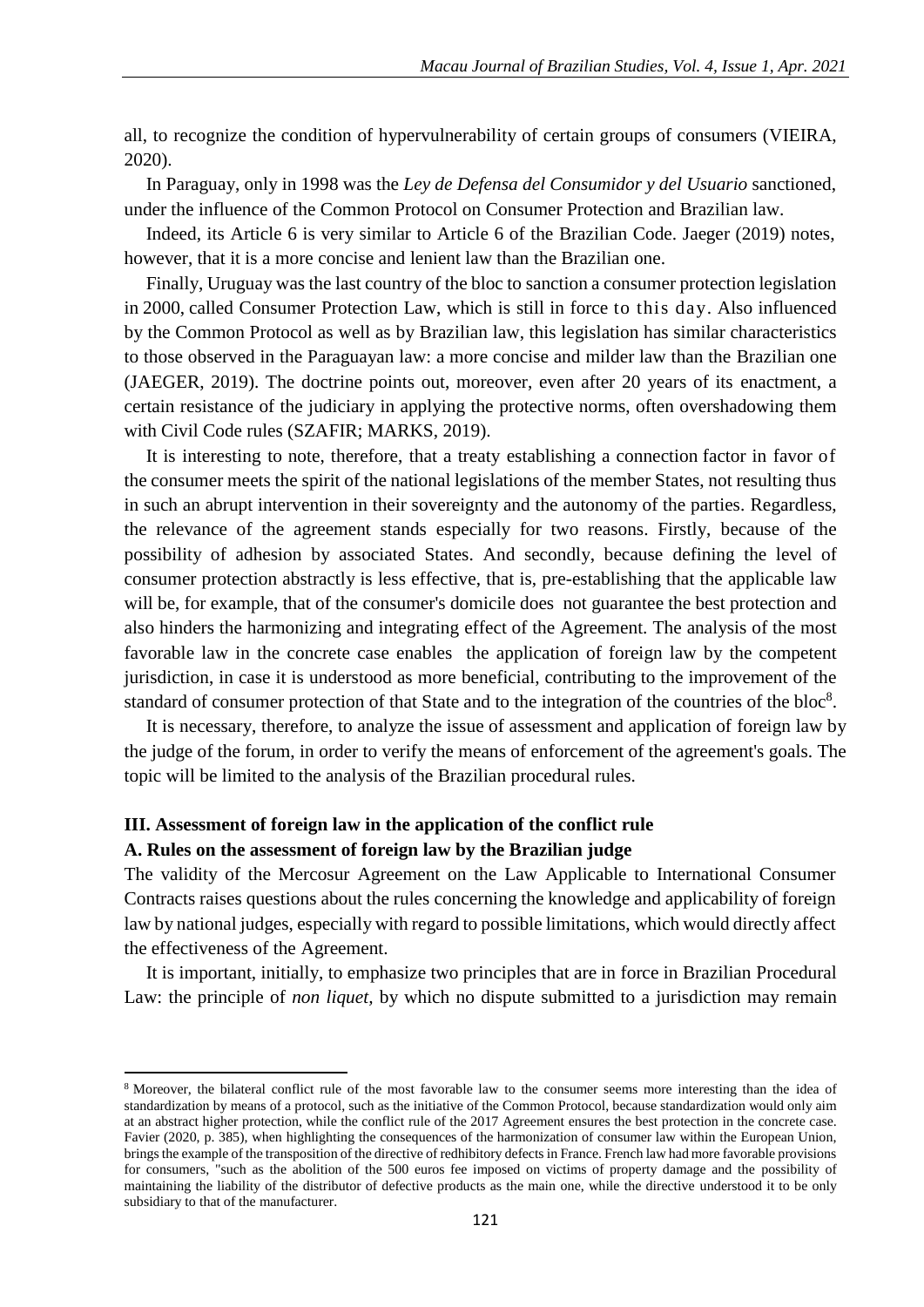all, to recognize the condition of hypervulnerability of certain groups of consumers (VIEIRA, 2020).

In Paraguay, only in 1998 was the *Ley de Defensa del Consumidor y del Usuario* sanctioned, under the influence of the Common Protocol on Consumer Protection and Brazilian law.

Indeed, its Article 6 is very similar to Article 6 of the Brazilian Code. Jaeger (2019) notes, however, that it is a more concise and lenient law than the Brazilian one.

Finally, Uruguay was the last country of the bloc to sanction a consumer protection legislation in 2000, called Consumer Protection Law, which is still in force to this day. Also influenced by the Common Protocol as well as by Brazilian law, this legislation has similar characteristics to those observed in the Paraguayan law: a more concise and milder law than the Brazilian one (JAEGER, 2019). The doctrine points out, moreover, even after 20 years of its enactment, a certain resistance of the judiciary in applying the protective norms, often overshadowing them with Civil Code rules (SZAFIR; MARKS, 2019).

It is interesting to note, therefore, that a treaty establishing a connection factor in favor of the consumer meets the spirit of the national legislations of the member States, not resulting thus in such an abrupt intervention in their sovereignty and the autonomy of the parties. Regardless, the relevance of the agreement stands especially for two reasons. Firstly, because of the possibility of adhesion by associated States. And secondly, because defining the level of consumer protection abstractly is less effective, that is, pre-establishing that the applicable law will be, for example, that of the consumer's domicile does not guarantee the best protection and also hinders the harmonizing and integrating effect of the Agreement. The analysis of the most favorable law in the concrete case enables the application of foreign law by the competent jurisdiction, in case it is understood as more beneficial, contributing to the improvement of the standard of consumer protection of that State and to the integration of the countries of the bloc[8].

It is necessary, therefore, to analyze the issue of assessment and application of foreign law by the judge of the forum, in order to verify the means of enforcement of the agreement's goals. The topic will be limited to the analysis of the Brazilian procedural rules.

## III. Assessment of foreign law in the application of the conflict rule

### A. Rules on the assessment of foreign law by the Brazilian judge

The validity of the Mercosur Agreement on the Law Applicable to International Consumer Contracts raises questions about the rules concerning the knowledge and applicability of foreign law by national judges, especially with regard to possible limitations, which would directly affect the effectiveness of the Agreement.

It is important, initially, to emphasize two principles that are in force in Brazilian Procedural Law: the principle of *non liquet*, by which no dispute submitted to a jurisdiction may remain

[8] Moreover, the bilateral conflict rule of the most favorable law to the consumer seems more interesting than the idea of standardization by means of a protocol, such as the initiative of the Common Protocol, because standardization would only aim at an abstract higher protection, while the conflict rule of the 2017 Agreement ensures the best protection in the concrete case. Favier (2020, p. 385), when highlighting the consequences of the harmonization of consumer law within the European Union, brings the example of the transposition of the directive of redhibitory defects in France. French law had more favorable provisions for consumers, "such as the abolition of the 500 euros fee imposed on victims of property damage and the possibility of maintaining the liability of the distributor of defective products as the main one, while the directive understood it to be only subsidiary to that of the manufacturer.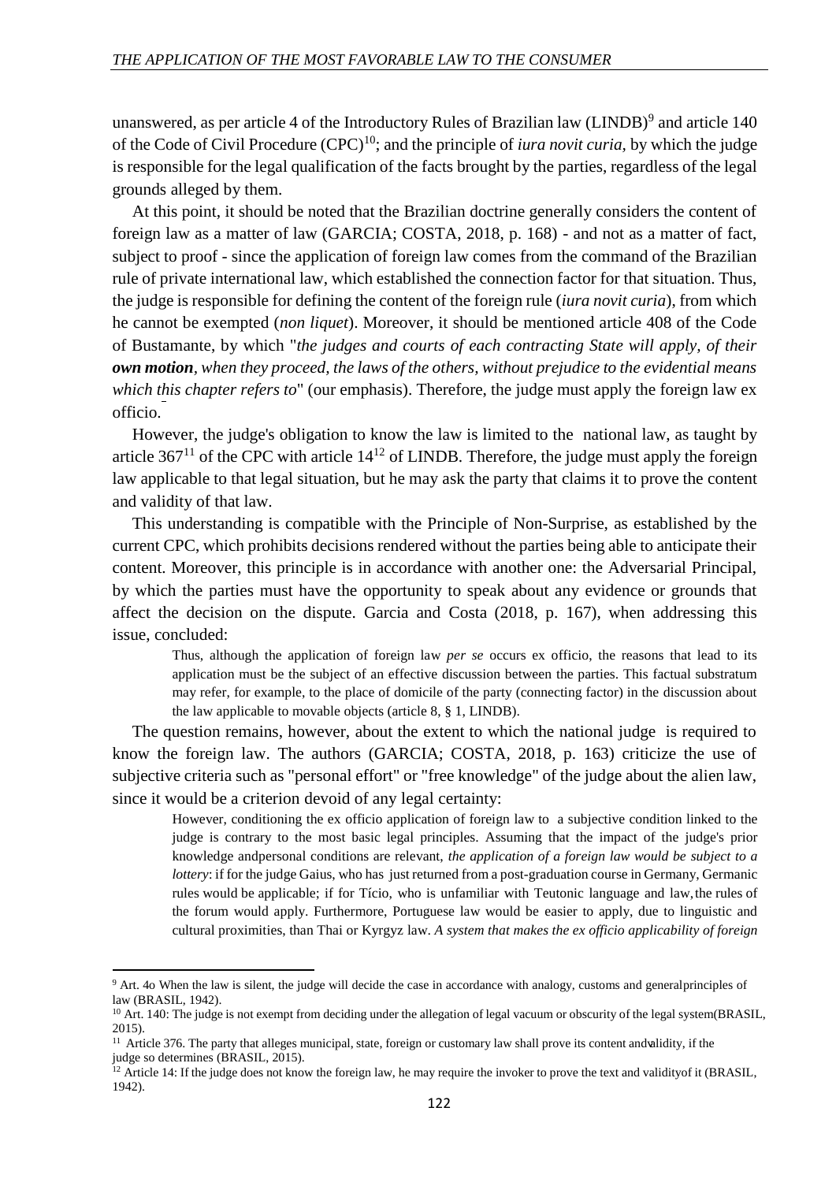unanswered, as per article 4 of the Introductory Rules of Brazilian law (LINDB)[9] and article 140 of the Code of Civil Procedure (CPC)[10]; and the principle of *iura novit curia*, by which the judge is responsible for the legal qualification of the facts brought by the parties, regardless of the legal grounds alleged by them.

At this point, it should be noted that the Brazilian doctrine generally considers the content of foreign law as a matter of law (GARCIA; COSTA, 2018, p. 168) - and not as a matter of fact, subject to proof - since the application of foreign law comes from the command of the Brazilian rule of private international law, which established the connection factor for that situation. Thus, the judge is responsible for defining the content of the foreign rule (*iura novit curia*), from which he cannot be exempted (*non liquet*). Moreover, it should be mentioned article 408 of the Code of Bustamante, by which "*the judges and courts of each contracting State will apply, of their **own motion**, when they proceed, the laws of the others, without prejudice to the evidential means which this chapter refers to*" (our emphasis). Therefore, the judge must apply the foreign law ex officio.

However, the judge's obligation to know the law is limited to the national law, as taught by article 367[11] of the CPC with article 14[12] of LINDB. Therefore, the judge must apply the foreign law applicable to that legal situation, but he may ask the party that claims it to prove the content and validity of that law.

This understanding is compatible with the Principle of Non-Surprise, as established by the current CPC, which prohibits decisions rendered without the parties being able to anticipate their content. Moreover, this principle is in accordance with another one: the Adversarial Principal, by which the parties must have the opportunity to speak about any evidence or grounds that affect the decision on the dispute. Garcia and Costa (2018, p. 167), when addressing this issue, concluded:

> Thus, although the application of foreign law *per se* occurs ex officio, the reasons that lead to its application must be the subject of an effective discussion between the parties. This factual substratum may refer, for example, to the place of domicile of the party (connecting factor) in the discussion about the law applicable to movable objects (article 8, § 1, LINDB).

The question remains, however, about the extent to which the national judge is required to know the foreign law. The authors (GARCIA; COSTA, 2018, p. 163) criticize the use of subjective criteria such as "personal effort" or "free knowledge" of the judge about the alien law, since it would be a criterion devoid of any legal certainty:

> However, conditioning the ex officio application of foreign law to a subjective condition linked to the judge is contrary to the most basic legal principles. Assuming that the impact of the judge's prior knowledge andpersonal conditions are relevant, *the application of a foreign law would be subject to a lottery*: if for the judge Gaius, who has just returned from a post-graduation course in Germany, Germanic rules would be applicable; if for Tício, who is unfamiliar with Teutonic language and law, the rules of the forum would apply. Furthermore, Portuguese law would be easier to apply, due to linguistic and cultural proximities, than Thai or Kyrgyz law. *A system that makes the ex officio applicability of foreign*

---

[9] Art. 4o When the law is silent, the judge will decide the case in accordance with analogy, customs and generalprinciples of law (BRASIL, 1942).

[10] Art. 140: The judge is not exempt from deciding under the allegation of legal vacuum or obscurity of the legal system(BRASIL, 2015).

[11] Article 376. The party that alleges municipal, state, foreign or customary law shall prove its content andvalidity, if the judge so determines (BRASIL, 2015).

[12] Article 14: If the judge does not know the foreign law, he may require the invoker to prove the text and validityof it (BRASIL, 1942).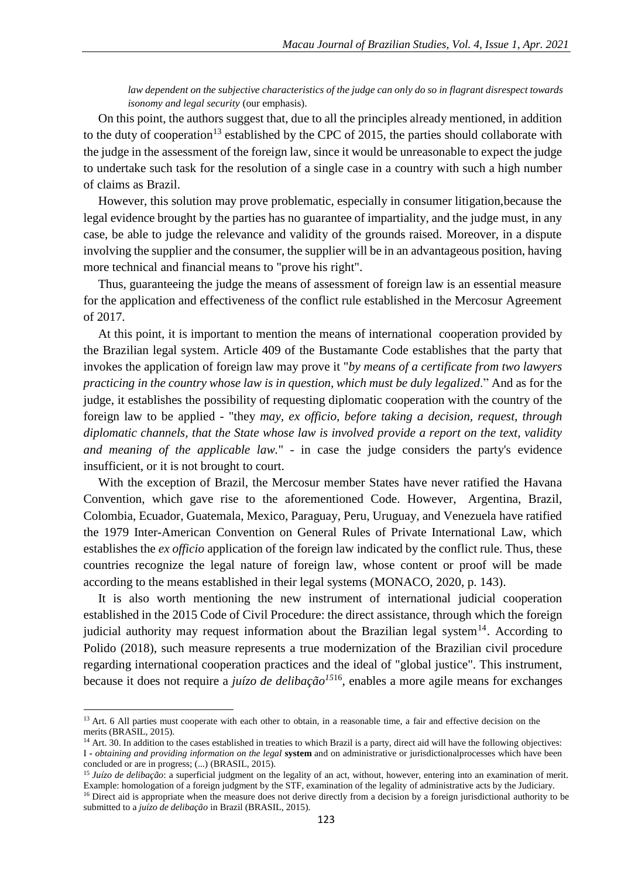*law dependent on the subjective characteristics of the judge can only do so in flagrant disrespect towards isonomy and legal security* (our emphasis).

On this point, the authors suggest that, due to all the principles already mentioned, in addition to the duty of cooperation[13] established by the CPC of 2015, the parties should collaborate with the judge in the assessment of the foreign law, since it would be unreasonable to expect the judge to undertake such task for the resolution of a single case in a country with such a high number of claims as Brazil.

However, this solution may prove problematic, especially in consumer litigation,because the legal evidence brought by the parties has no guarantee of impartiality, and the judge must, in any case, be able to judge the relevance and validity of the grounds raised. Moreover, in a dispute involving the supplier and the consumer, the supplier will be in an advantageous position, having more technical and financial means to "prove his right".

Thus, guaranteeing the judge the means of assessment of foreign law is an essential measure for the application and effectiveness of the conflict rule established in the Mercosur Agreement of 2017.

At this point, it is important to mention the means of international cooperation provided by the Brazilian legal system. Article 409 of the Bustamante Code establishes that the party that invokes the application of foreign law may prove it "*by means of a certificate from two lawyers practicing in the country whose law is in question, which must be duly legalized*." And as for the judge, it establishes the possibility of requesting diplomatic cooperation with the country of the foreign law to be applied - "they *may, ex officio, before taking a decision, request, through diplomatic channels, that the State whose law is involved provide a report on the text, validity and meaning of the applicable law.*" - in case the judge considers the party's evidence insufficient, or it is not brought to court.

With the exception of Brazil, the Mercosur member States have never ratified the Havana Convention, which gave rise to the aforementioned Code. However, Argentina, Brazil, Colombia, Ecuador, Guatemala, Mexico, Paraguay, Peru, Uruguay, and Venezuela have ratified the 1979 Inter-American Convention on General Rules of Private International Law, which establishes the *ex officio* application of the foreign law indicated by the conflict rule. Thus, these countries recognize the legal nature of foreign law, whose content or proof will be made according to the means established in their legal systems (MONACO, 2020, p. 143).

It is also worth mentioning the new instrument of international judicial cooperation established in the 2015 Code of Civil Procedure: the direct assistance, through which the foreign judicial authority may request information about the Brazilian legal system[14]. According to Polido (2018), such measure represents a true modernization of the Brazilian civil procedure regarding international cooperation practices and the ideal of "global justice". This instrument, because it does not require a *juízo de delibação*[15][16], enables a more agile means for exchanges

---

[13] Art. 6 All parties must cooperate with each other to obtain, in a reasonable time, a fair and effective decision on the merits (BRASIL, 2015).

[14] Art. 30. In addition to the cases established in treaties to which Brazil is a party, direct aid will have the following objectives: I - *obtaining and providing information on the legal* **system** and on administrative or jurisdictionalprocesses which have been concluded or are in progress; (...) (BRASIL, 2015).

[15] *Juízo de delibação*: a superficial judgment on the legality of an act, without, however, entering into an examination of merit. Example: homologation of a foreign judgment by the STF, examination of the legality of administrative acts by the Judiciary.

[16] Direct aid is appropriate when the measure does not derive directly from a decision by a foreign jurisdictional authority to be submitted to a *juízo de delibação* in Brazil (BRASIL, 2015).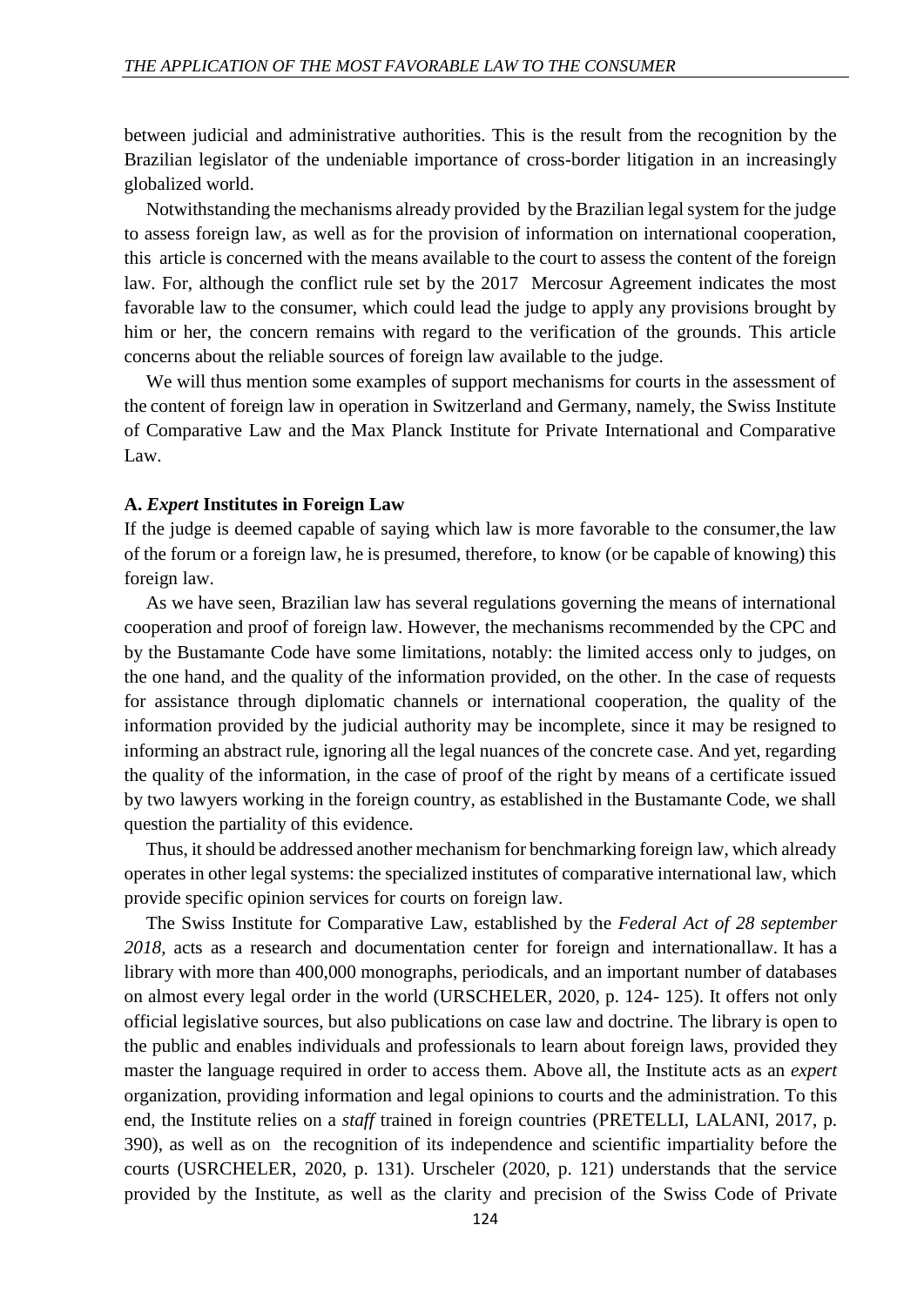between judicial and administrative authorities. This is the result from the recognition by the Brazilian legislator of the undeniable importance of cross-border litigation in an increasingly globalized world.

Notwithstanding the mechanisms already provided by the Brazilian legal system for the judge to assess foreign law, as well as for the provision of information on international cooperation, this article is concerned with the means available to the court to assess the content of the foreign law. For, although the conflict rule set by the 2017 Mercosur Agreement indicates the most favorable law to the consumer, which could lead the judge to apply any provisions brought by him or her, the concern remains with regard to the verification of the grounds. This article concerns about the reliable sources of foreign law available to the judge.

We will thus mention some examples of support mechanisms for courts in the assessment of the content of foreign law in operation in Switzerland and Germany, namely, the Swiss Institute of Comparative Law and the Max Planck Institute for Private International and Comparative Law.

### A. *Expert* Institutes in Foreign Law

If the judge is deemed capable of saying which law is more favorable to the consumer,the law of the forum or a foreign law, he is presumed, therefore, to know (or be capable of knowing) this foreign law.

As we have seen, Brazilian law has several regulations governing the means of international cooperation and proof of foreign law. However, the mechanisms recommended by the CPC and by the Bustamante Code have some limitations, notably: the limited access only to judges, on the one hand, and the quality of the information provided, on the other. In the case of requests for assistance through diplomatic channels or international cooperation, the quality of the information provided by the judicial authority may be incomplete, since it may be resigned to informing an abstract rule, ignoring all the legal nuances of the concrete case. And yet, regarding the quality of the information, in the case of proof of the right by means of a certificate issued by two lawyers working in the foreign country, as established in the Bustamante Code, we shall question the partiality of this evidence.

Thus, it should be addressed another mechanism for benchmarking foreign law, which already operates in other legal systems: the specialized institutes of comparative international law, which provide specific opinion services for courts on foreign law.

The Swiss Institute for Comparative Law, established by the *Federal Act of 28 september 2018*, acts as a research and documentation center for foreign and internationallaw. It has a library with more than 400,000 monographs, periodicals, and an important number of databases on almost every legal order in the world (URSCHELER, 2020, p. 124- 125). It offers not only official legislative sources, but also publications on case law and doctrine. The library is open to the public and enables individuals and professionals to learn about foreign laws, provided they master the language required in order to access them. Above all, the Institute acts as an *expert* organization, providing information and legal opinions to courts and the administration. To this end, the Institute relies on a *staff* trained in foreign countries (PRETELLI, LALANI, 2017, p. 390), as well as on the recognition of its independence and scientific impartiality before the courts (USRCHELER, 2020, p. 131). Urscheler (2020, p. 121) understands that the service provided by the Institute, as well as the clarity and precision of the Swiss Code of Private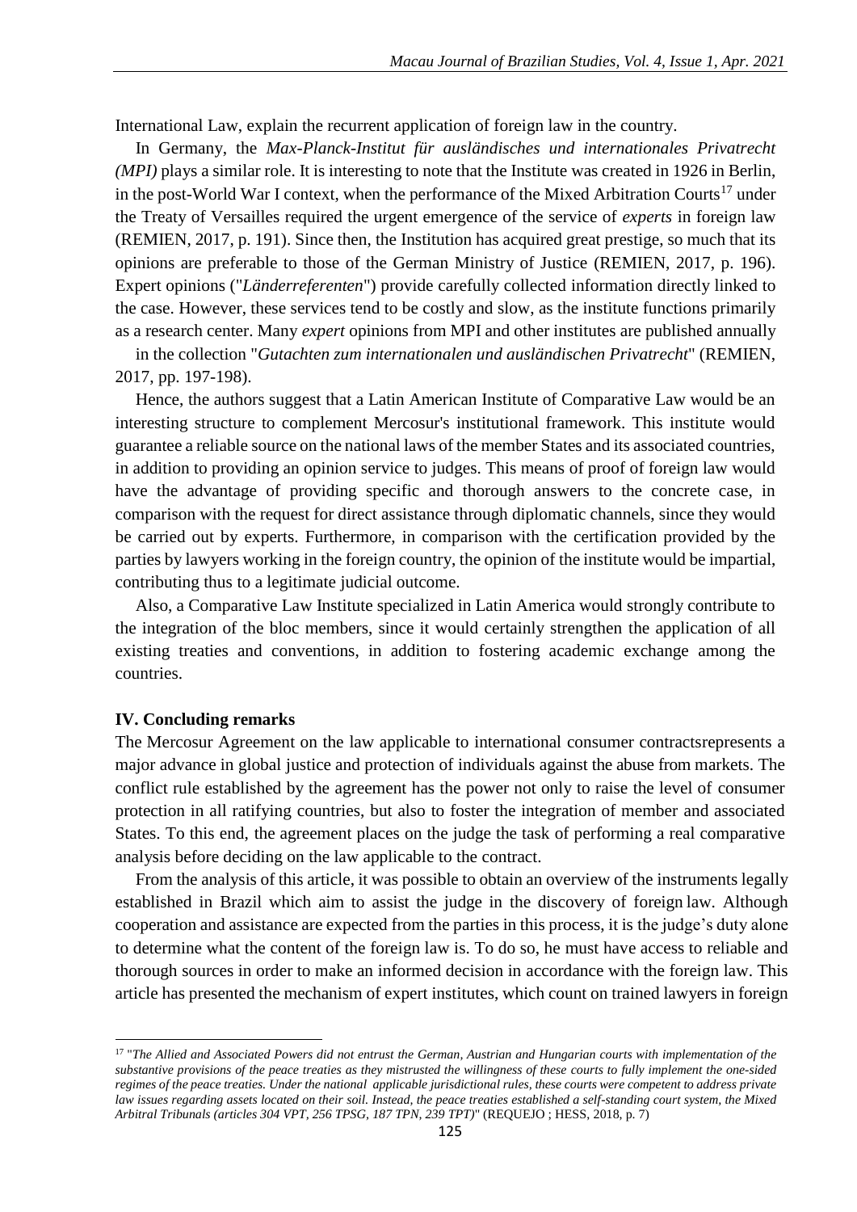International Law, explain the recurrent application of foreign law in the country.

In Germany, the *Max-Planck-Institut für ausländisches und internationales Privatrecht (MPI)* plays a similar role. It is interesting to note that the Institute was created in 1926 in Berlin, in the post-World War I context, when the performance of the Mixed Arbitration Courts[17] under the Treaty of Versailles required the urgent emergence of the service of *experts* in foreign law (REMIEN, 2017, p. 191). Since then, the Institution has acquired great prestige, so much that its opinions are preferable to those of the German Ministry of Justice (REMIEN, 2017, p. 196). Expert opinions ("*Länderreferenten*") provide carefully collected information directly linked to the case. However, these services tend to be costly and slow, as the institute functions primarily as a research center. Many *expert* opinions from MPI and other institutes are published annually in the collection "*Gutachten zum internationalen und ausländischen Privatrecht*" (REMIEN, 2017, pp. 197-198).

Hence, the authors suggest that a Latin American Institute of Comparative Law would be an interesting structure to complement Mercosur's institutional framework. This institute would guarantee a reliable source on the national laws of the member States and its associated countries, in addition to providing an opinion service to judges. This means of proof of foreign law would have the advantage of providing specific and thorough answers to the concrete case, in comparison with the request for direct assistance through diplomatic channels, since they would be carried out by experts. Furthermore, in comparison with the certification provided by the parties by lawyers working in the foreign country, the opinion of the institute would be impartial, contributing thus to a legitimate judicial outcome.

Also, a Comparative Law Institute specialized in Latin America would strongly contribute to the integration of the bloc members, since it would certainly strengthen the application of all existing treaties and conventions, in addition to fostering academic exchange among the countries.

## IV. Concluding remarks

The Mercosur Agreement on the law applicable to international consumer contractsrepresents a major advance in global justice and protection of individuals against the abuse from markets. The conflict rule established by the agreement has the power not only to raise the level of consumer protection in all ratifying countries, but also to foster the integration of member and associated States. To this end, the agreement places on the judge the task of performing a real comparative analysis before deciding on the law applicable to the contract.

From the analysis of this article, it was possible to obtain an overview of the instruments legally established in Brazil which aim to assist the judge in the discovery of foreign law. Although cooperation and assistance are expected from the parties in this process, it is the judge's duty alone to determine what the content of the foreign law is. To do so, he must have access to reliable and thorough sources in order to make an informed decision in accordance with the foreign law. This article has presented the mechanism of expert institutes, which count on trained lawyers in foreign

---

[17] "*The Allied and Associated Powers did not entrust the German, Austrian and Hungarian courts with implementation of the substantive provisions of the peace treaties as they mistrusted the willingness of these courts to fully implement the one-sided regimes of the peace treaties. Under the national applicable jurisdictional rules, these courts were competent to address private law issues regarding assets located on their soil. Instead, the peace treaties established a self-standing court system, the Mixed Arbitral Tribunals (articles 304 VPT, 256 TPSG, 187 TPN, 239 TPT)*" (REQUEJO ; HESS, 2018, p. 7)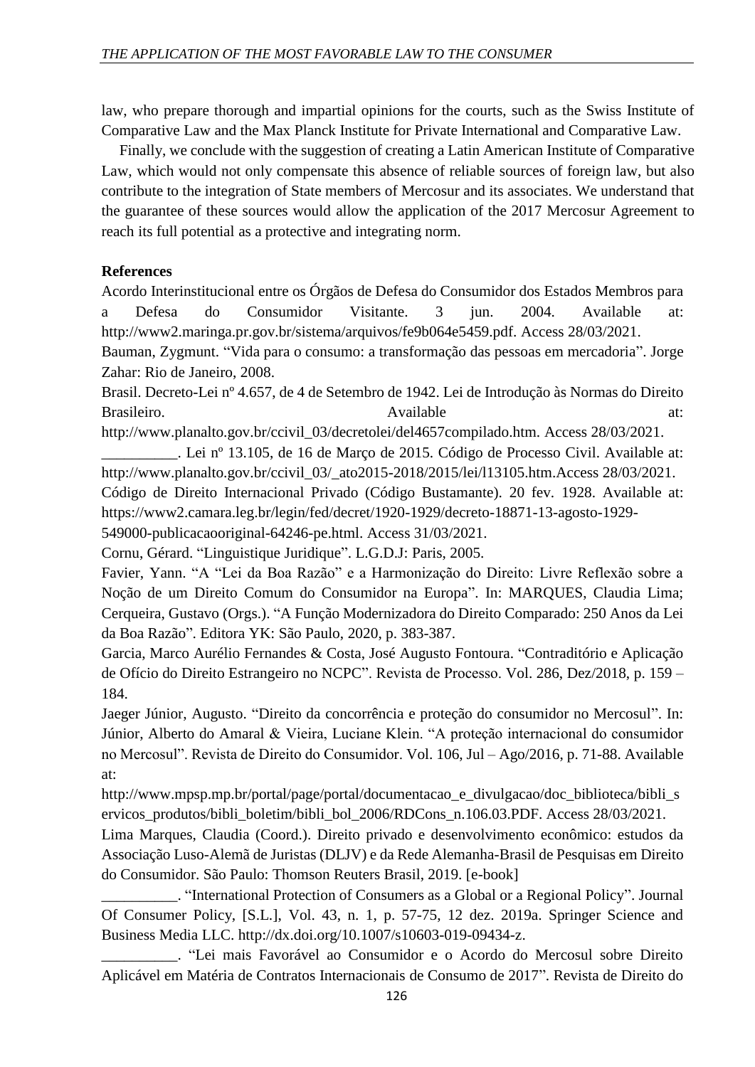law, who prepare thorough and impartial opinions for the courts, such as the Swiss Institute of Comparative Law and the Max Planck Institute for Private International and Comparative Law.

Finally, we conclude with the suggestion of creating a Latin American Institute of Comparative Law, which would not only compensate this absence of reliable sources of foreign law, but also contribute to the integration of State members of Mercosur and its associates. We understand that the guarantee of these sources would allow the application of the 2017 Mercosur Agreement to reach its full potential as a protective and integrating norm.

**References**

Acordo Interinstitucional entre os Órgãos de Defesa do Consumidor dos Estados Membros para a Defesa do Consumidor Visitante. 3 jun. 2004. Available at: http://www2.maringa.pr.gov.br/sistema/arquivos/fe9b064e5459.pdf. Access 28/03/2021.

Bauman, Zygmunt. "Vida para o consumo: a transformação das pessoas em mercadoria". Jorge Zahar: Rio de Janeiro, 2008.

Brasil. Decreto-Lei nº 4.657, de 4 de Setembro de 1942. Lei de Introdução às Normas do Direito Brasileiro. Available at: http://www.planalto.gov.br/ccivil_03/decretolei/del4657compilado.htm. Access 28/03/2021.

__________. Lei nº 13.105, de 16 de Março de 2015. Código de Processo Civil. Available at: http://www.planalto.gov.br/ccivil_03/_ato2015-2018/2015/lei/l13105.htm.Access 28/03/2021.

Código de Direito Internacional Privado (Código Bustamante). 20 fev. 1928. Available at: https://www2.camara.leg.br/legin/fed/decret/1920-1929/decreto-18871-13-agosto-1929-549000-publicacaooriginal-64246-pe.html. Access 31/03/2021.

Cornu, Gérard. "Linguistique Juridique". L.G.D.J: Paris, 2005.

Favier, Yann. "A "Lei da Boa Razão" e a Harmonização do Direito: Livre Reflexão sobre a Noção de um Direito Comum do Consumidor na Europa". In: MARQUES, Claudia Lima; Cerqueira, Gustavo (Orgs.). "A Função Modernizadora do Direito Comparado: 250 Anos da Lei da Boa Razão". Editora YK: São Paulo, 2020, p. 383-387.

Garcia, Marco Aurélio Fernandes & Costa, José Augusto Fontoura. "Contraditório e Aplicação de Ofício do Direito Estrangeiro no NCPC". Revista de Processo. Vol. 286, Dez/2018, p. 159 – 184.

Jaeger Júnior, Augusto. "Direito da concorrência e proteção do consumidor no Mercosul". In: Júnior, Alberto do Amaral & Vieira, Luciane Klein. "A proteção internacional do consumidor no Mercosul". Revista de Direito do Consumidor. Vol. 106, Jul – Ago/2016, p. 71-88. Available at: http://www.mpsp.mp.br/portal/page/portal/documentacao_e_divulgacao/doc_biblioteca/bibli_servicos_produtos/bibli_boletim/bibli_bol_2006/RDCons_n.106.03.PDF. Access 28/03/2021.

Lima Marques, Claudia (Coord.). Direito privado e desenvolvimento econômico: estudos da Associação Luso-Alemã de Juristas (DLJV) e da Rede Alemanha-Brasil de Pesquisas em Direito do Consumidor. São Paulo: Thomson Reuters Brasil, 2019. [e-book]

__________. "International Protection of Consumers as a Global or a Regional Policy". Journal Of Consumer Policy, [S.L.], Vol. 43, n. 1, p. 57-75, 12 dez. 2019a. Springer Science and Business Media LLC. http://dx.doi.org/10.1007/s10603-019-09434-z.

__________. "Lei mais Favorável ao Consumidor e o Acordo do Mercosul sobre Direito Aplicável em Matéria de Contratos Internacionais de Consumo de 2017". Revista de Direito do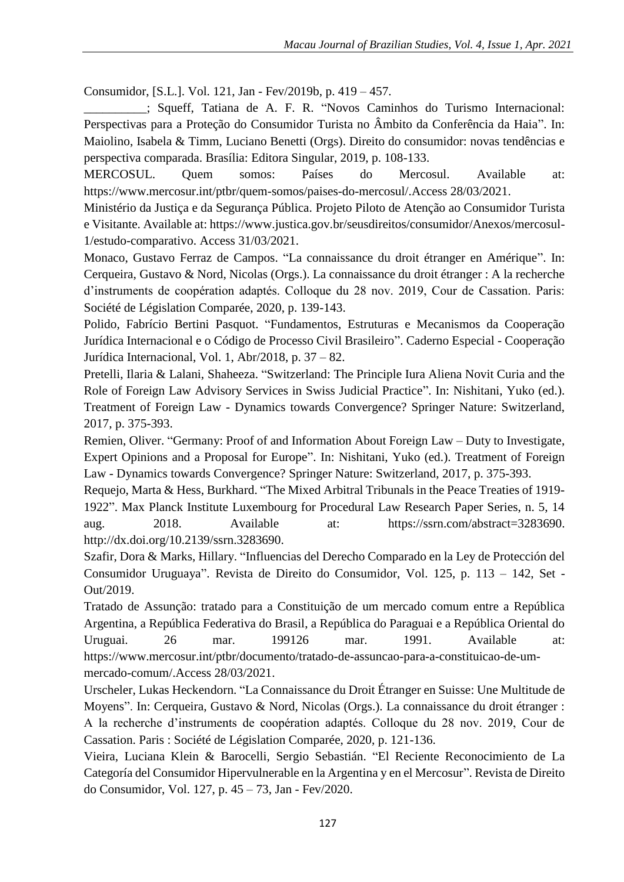Consumidor, [S.L.]. Vol. 121, Jan - Fev/2019b, p. 419 – 457.

__________; Squeff, Tatiana de A. F. R. "Novos Caminhos do Turismo Internacional: Perspectivas para a Proteção do Consumidor Turista no Âmbito da Conferência da Haia". In: Maiolino, Isabela & Timm, Luciano Benetti (Orgs). Direito do consumidor: novas tendências e perspectiva comparada. Brasília: Editora Singular, 2019, p. 108-133.

MERCOSUL. Quem somos: Países do Mercosul. Available at: https://www.mercosur.int/ptbr/quem-somos/paises-do-mercosul/.Access 28/03/2021.

Ministério da Justiça e da Segurança Pública. Projeto Piloto de Atenção ao Consumidor Turista e Visitante. Available at: https://www.justica.gov.br/seusdireitos/consumidor/Anexos/mercosul-1/estudo-comparativo. Access 31/03/2021.

Monaco, Gustavo Ferraz de Campos. "La connaissance du droit étranger en Amérique". In: Cerqueira, Gustavo & Nord, Nicolas (Orgs.). La connaissance du droit étranger : A la recherche d'instruments de coopération adaptés. Colloque du 28 nov. 2019, Cour de Cassation. Paris: Société de Législation Comparée, 2020, p. 139-143.

Polido, Fabrício Bertini Pasquot. "Fundamentos, Estruturas e Mecanismos da Cooperação Jurídica Internacional e o Código de Processo Civil Brasileiro". Caderno Especial - Cooperação Jurídica Internacional, Vol. 1, Abr/2018, p. 37 – 82.

Pretelli, Ilaria & Lalani, Shaheeza. "Switzerland: The Principle Iura Aliena Novit Curia and the Role of Foreign Law Advisory Services in Swiss Judicial Practice". In: Nishitani, Yuko (ed.). Treatment of Foreign Law - Dynamics towards Convergence? Springer Nature: Switzerland, 2017, p. 375-393.

Remien, Oliver. "Germany: Proof of and Information About Foreign Law – Duty to Investigate, Expert Opinions and a Proposal for Europe". In: Nishitani, Yuko (ed.). Treatment of Foreign Law - Dynamics towards Convergence? Springer Nature: Switzerland, 2017, p. 375-393.

Requejo, Marta & Hess, Burkhard. "The Mixed Arbitral Tribunals in the Peace Treaties of 1919-1922". Max Planck Institute Luxembourg for Procedural Law Research Paper Series, n. 5, 14 aug. 2018. Available at: https://ssrn.com/abstract=3283690. http://dx.doi.org/10.2139/ssrn.3283690.

Szafir, Dora & Marks, Hillary. "Influencias del Derecho Comparado en la Ley de Protección del Consumidor Uruguaya". Revista de Direito do Consumidor, Vol. 125, p. 113 – 142, Set - Out/2019.

Tratado de Assunção: tratado para a Constituição de um mercado comum entre a República Argentina, a República Federativa do Brasil, a República do Paraguai e a República Oriental do Uruguai. 26 mar. 199126 mar. 1991. Available at: https://www.mercosur.int/ptbr/documento/tratado-de-assuncao-para-a-constituicao-de-um-mercado-comum/.Access 28/03/2021.

Urscheler, Lukas Heckendorn. "La Connaissance du Droit Étranger en Suisse: Une Multitude de Moyens". In: Cerqueira, Gustavo & Nord, Nicolas (Orgs.). La connaissance du droit étranger : A la recherche d'instruments de coopération adaptés. Colloque du 28 nov. 2019, Cour de Cassation. Paris : Société de Législation Comparée, 2020, p. 121-136.

Vieira, Luciana Klein & Barocelli, Sergio Sebastián. "El Reciente Reconocimiento de La Categoría del Consumidor Hipervulnerable en la Argentina y en el Mercosur". Revista de Direito do Consumidor, Vol. 127, p. 45 – 73, Jan - Fev/2020.